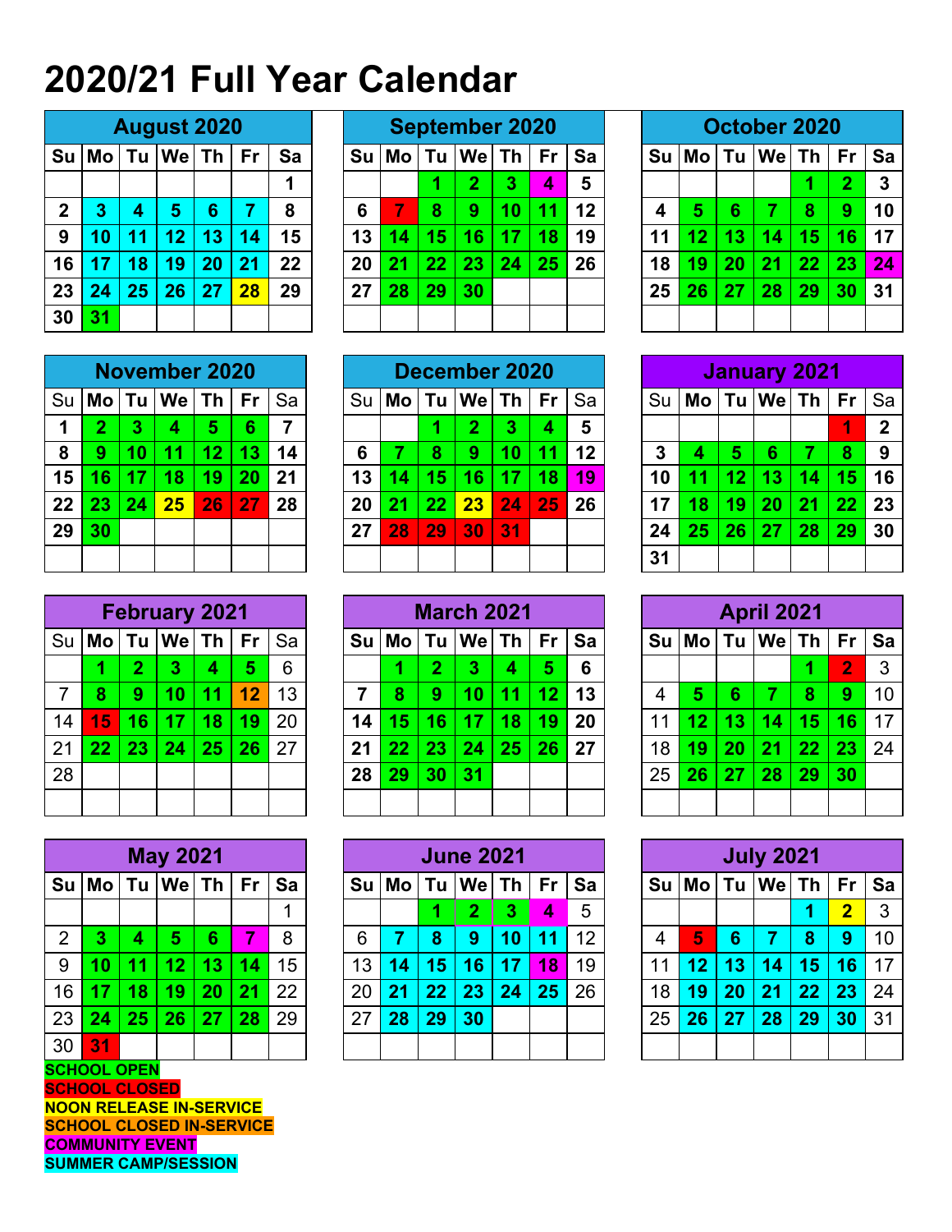# 2020/21 Full Year Calendar

## August 2020

| Su | Mo | Tu | We | Th | Fr | Sa |
|---|---|---|---|---|---|---|
| | | | | | | 1 |
| 2 | 3 | 4 | 5 | 6 | 7 | 8 |
| 9 | 10 | 11 | 12 | 13 | 14 | 15 |
| 16 | 17 | 18 | 19 | 20 | 21 | 22 |
| 23 | 24 | 25 | 26 | 27 | 28 | 29 |
| 30 | 31 | | | | | |

## September 2020

| Su | Mo | Tu | We | Th | Fr | Sa |
|---|---|---|---|---|---|---|
| | | 1 | 2 | 3 | 4 | 5 |
| 6 | 7 | 8 | 9 | 10 | 11 | 12 |
| 13 | 14 | 15 | 16 | 17 | 18 | 19 |
| 20 | 21 | 22 | 23 | 24 | 25 | 26 |
| 27 | 28 | 29 | 30 | | | |

## October 2020

| Su | Mo | Tu | We | Th | Fr | Sa |
|---|---|---|---|---|---|---|
| | | | | 1 | 2 | 3 |
| 4 | 5 | 6 | 7 | 8 | 9 | 10 |
| 11 | 12 | 13 | 14 | 15 | 16 | 17 |
| 18 | 19 | 20 | 21 | 22 | 23 | 24 |
| 25 | 26 | 27 | 28 | 29 | 30 | 31 |

## November 2020

| Su | Mo | Tu | We | Th | Fr | Sa |
|---|---|---|---|---|---|---|
| 1 | 2 | 3 | 4 | 5 | 6 | 7 |
| 8 | 9 | 10 | 11 | 12 | 13 | 14 |
| 15 | 16 | 17 | 18 | 19 | 20 | 21 |
| 22 | 23 | 24 | 25 | 26 | 27 | 28 |
| 29 | 30 | | | | | |

## December 2020

| Su | Mo | Tu | We | Th | Fr | Sa |
|---|---|---|---|---|---|---|
| | | 1 | 2 | 3 | 4 | 5 |
| 6 | 7 | 8 | 9 | 10 | 11 | 12 |
| 13 | 14 | 15 | 16 | 17 | 18 | 19 |
| 20 | 21 | 22 | 23 | 24 | 25 | 26 |
| 27 | 28 | 29 | 30 | 31 | | |

## January 2021

| Su | Mo | Tu | We | Th | Fr | Sa |
|---|---|---|---|---|---|---|
| | | | | | 1 | 2 |
| 3 | 4 | 5 | 6 | 7 | 8 | 9 |
| 10 | 11 | 12 | 13 | 14 | 15 | 16 |
| 17 | 18 | 19 | 20 | 21 | 22 | 23 |
| 24 | 25 | 26 | 27 | 28 | 29 | 30 |
| 31 | | | | | | |

## February 2021

| Su | Mo | Tu | We | Th | Fr | Sa |
|---|---|---|---|---|---|---|
| | 1 | 2 | 3 | 4 | 5 | 6 |
| 7 | 8 | 9 | 10 | 11 | 12 | 13 |
| 14 | 15 | 16 | 17 | 18 | 19 | 20 |
| 21 | 22 | 23 | 24 | 25 | 26 | 27 |
| 28 | | | | | | |

## March 2021

| Su | Mo | Tu | We | Th | Fr | Sa |
|---|---|---|---|---|---|---|
| | 1 | 2 | 3 | 4 | 5 | 6 |
| 7 | 8 | 9 | 10 | 11 | 12 | 13 |
| 14 | 15 | 16 | 17 | 18 | 19 | 20 |
| 21 | 22 | 23 | 24 | 25 | 26 | 27 |
| 28 | 29 | 30 | 31 | | | |

## April 2021

| Su | Mo | Tu | We | Th | Fr | Sa |
|---|---|---|---|---|---|---|
| | | | | 1 | 2 | 3 |
| 4 | 5 | 6 | 7 | 8 | 9 | 10 |
| 11 | 12 | 13 | 14 | 15 | 16 | 17 |
| 18 | 19 | 20 | 21 | 22 | 23 | 24 |
| 25 | 26 | 27 | 28 | 29 | 30 | |

## May 2021

| Su | Mo | Tu | We | Th | Fr | Sa |
|---|---|---|---|---|---|---|
| | | | | | | 1 |
| 2 | 3 | 4 | 5 | 6 | 7 | 8 |
| 9 | 10 | 11 | 12 | 13 | 14 | 15 |
| 16 | 17 | 18 | 19 | 20 | 21 | 22 |
| 23 | 24 | 25 | 26 | 27 | 28 | 29 |
| 30 | 31 | | | | | |

## June 2021

| Su | Mo | Tu | We | Th | Fr | Sa |
|---|---|---|---|---|---|---|
| | | 1 | 2 | 3 | 4 | 5 |
| 6 | 7 | 8 | 9 | 10 | 11 | 12 |
| 13 | 14 | 15 | 16 | 17 | 18 | 19 |
| 20 | 21 | 22 | 23 | 24 | 25 | 26 |
| 27 | 28 | 29 | 30 | | | |

## July 2021

| Su | Mo | Tu | We | Th | Fr | Sa |
|---|---|---|---|---|---|---|
| | | | | 1 | 2 | 3 |
| 4 | 5 | 6 | 7 | 8 | 9 | 10 |
| 11 | 12 | 13 | 14 | 15 | 16 | 17 |
| 18 | 19 | 20 | 21 | 22 | 23 | 24 |
| 25 | 26 | 27 | 28 | 29 | 30 | 31 |

**SCHOOL OPEN**
**SCHOOL CLOSED**
**NOON RELEASE IN-SERVICE**
**SCHOOL CLOSED IN-SERVICE**
**COMMUNITY EVENT**
**SUMMER CAMP/SESSION**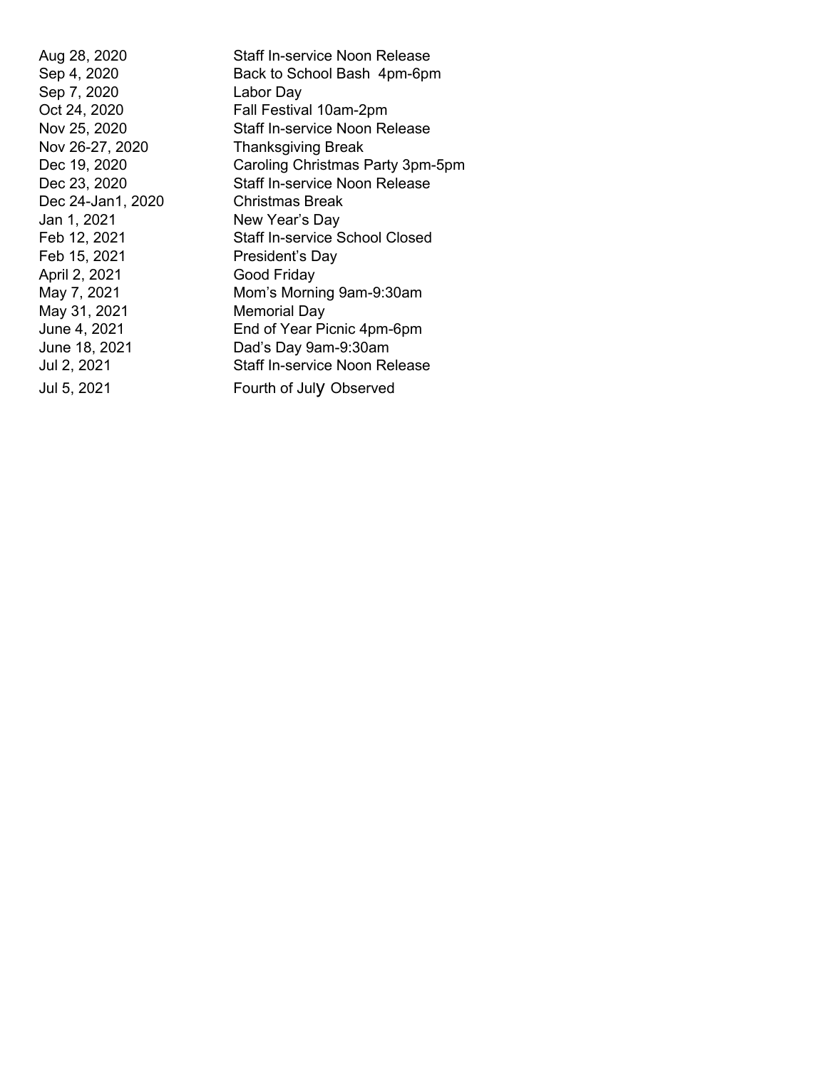| | |
|---|---|
| Aug 28, 2020 | Staff In-service Noon Release |
| Sep 4, 2020 | Back to School Bash 4pm-6pm |
| Sep 7, 2020 | Labor Day |
| Oct 24, 2020 | Fall Festival 10am-2pm |
| Nov 25, 2020 | Staff In-service Noon Release |
| Nov 26-27, 2020 | Thanksgiving Break |
| Dec 19, 2020 | Caroling Christmas Party 3pm-5pm |
| Dec 23, 2020 | Staff In-service Noon Release |
| Dec 24-Jan1, 2020 | Christmas Break |
| Jan 1, 2021 | New Year's Day |
| Feb 12, 2021 | Staff In-service School Closed |
| Feb 15, 2021 | President's Day |
| April 2, 2021 | Good Friday |
| May 7, 2021 | Mom's Morning 9am-9:30am |
| May 31, 2021 | Memorial Day |
| June 4, 2021 | End of Year Picnic 4pm-6pm |
| June 18, 2021 | Dad's Day 9am-9:30am |
| Jul 2, 2021 | Staff In-service Noon Release |
| Jul 5, 2021 | Fourth of July Observed |